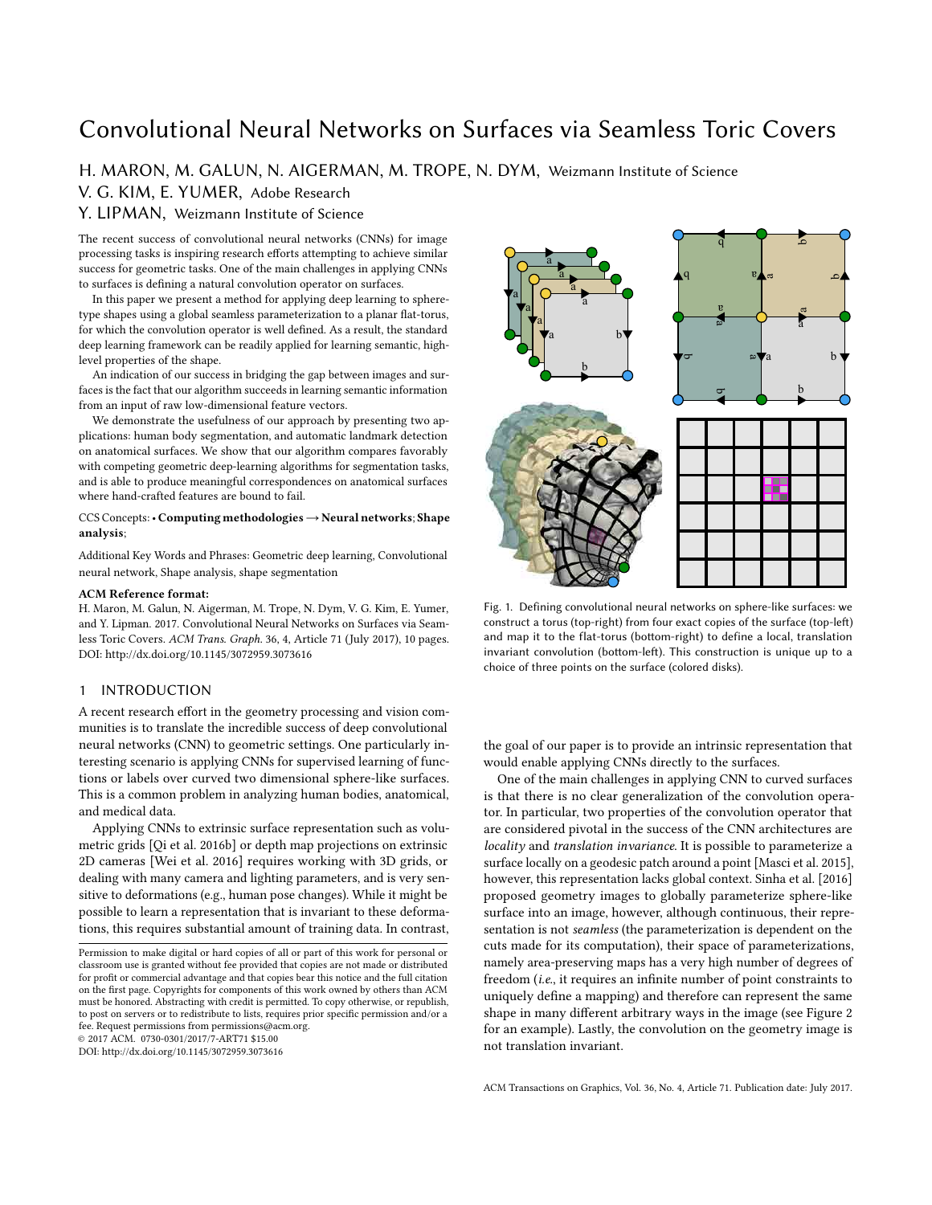# Convolutional Neural Networks on Surfaces via Seamless Toric Covers

H. MARON, M. GALUN, N. AIGERMAN, M. TROPE, N. DYM, Weizmann Institute of Science

V. G. KIM, E. YUMER, Adobe Research

Y. LIPMAN, Weizmann Institute of Science

The recent success of convolutional neural networks (CNNs) for image processing tasks is inspiring research efforts attempting to achieve similar success for geometric tasks. One of the main challenges in applying CNNs to surfaces is defining a natural convolution operator on surfaces.

In this paper we present a method for applying deep learning to sphere-type shapes using a global seamless parameterization to a planar flat-torus, for which the convolution operator is well defined. As a result, the standard deep learning framework can be readily applied for learning semantic, high-level properties of the shape.

An indication of our success in bridging the gap between images and surfaces is the fact that our algorithm succeeds in learning semantic information from an input of raw low-dimensional feature vectors.

We demonstrate the usefulness of our approach by presenting two applications: human body segmentation, and automatic landmark detection on anatomical surfaces. We show that our algorithm compares favorably with competing geometric deep-learning algorithms for segmentation tasks, and is able to produce meaningful correspondences on anatomical surfaces where hand-crafted features are bound to fail.

CCS Concepts: • **Computing methodologies → Neural networks**; **Shape analysis**;

Additional Key Words and Phrases: Geometric deep learning, Convolutional neural network, Shape analysis, shape segmentation

**ACM Reference format:**

H. Maron, M. Galun, N. Aigerman, M. Trope, N. Dym, V. G. Kim, E. Yumer, and Y. Lipman. 2017. Convolutional Neural Networks on Surfaces via Seamless Toric Covers. *ACM Trans. Graph.* 36, 4, Article 71 (July 2017), 10 pages. DOI: http://dx.doi.org/10.1145/3072959.3073616

Fig. 1. Defining convolutional neural networks on sphere-like surfaces: we construct a torus (top-right) from four exact copies of the surface (top-left) and map it to the flat-torus (bottom-right) to define a local, translation invariant convolution (bottom-left). This construction is unique up to a choice of three points on the surface (colored disks).

## 1 INTRODUCTION

A recent research effort in the geometry processing and vision communities is to translate the incredible success of deep convolutional neural networks (CNN) to geometric settings. One particularly interesting scenario is applying CNNs for supervised learning of functions or labels over curved two dimensional sphere-like surfaces. This is a common problem in analyzing human bodies, anatomical, and medical data.

Applying CNNs to extrinsic surface representation such as volumetric grids [Qi et al. 2016b] or depth map projections on extrinsic 2D cameras [Wei et al. 2016] requires working with 3D grids, or dealing with many camera and lighting parameters, and is very sensitive to deformations (e.g., human pose changes). While it might be possible to learn a representation that is invariant to these deformations, this requires substantial amount of training data. In contrast, the goal of our paper is to provide an intrinsic representation that would enable applying CNNs directly to the surfaces.

One of the main challenges in applying CNN to curved surfaces is that there is no clear generalization of the convolution operator. In particular, two properties of the convolution operator that are considered pivotal in the success of the CNN architectures are *locality* and *translation invariance*. It is possible to parameterize a surface locally on a geodesic patch around a point [Masci et al. 2015], however, this representation lacks global context. Sinha et al. [2016] proposed geometry images to globally parameterize sphere-like surface into an image, however, although continuous, their representation is not *seamless* (the parameterization is dependent on the cuts made for its computation), their space of parameterizations, namely area-preserving maps has a very high number of degrees of freedom (*i.e.*, it requires an infinite number of point constraints to uniquely define a mapping) and therefore can represent the same shape in many different arbitrary ways in the image (see Figure 2 for an example). Lastly, the convolution on the geometry image is not translation invariant.

Permission to make digital or hard copies of all or part of this work for personal or classroom use is granted without fee provided that copies are not made or distributed for profit or commercial advantage and that copies bear this notice and the full citation on the first page. Copyrights for components of this work owned by others than ACM must be honored. Abstracting with credit is permitted. To copy otherwise, or republish, to post on servers or to redistribute to lists, requires prior specific permission and/or a fee. Request permissions from permissions@acm.org.
© 2017 ACM. 0730-0301/2017/7-ART71 $15.00
DOI: http://dx.doi.org/10.1145/3072959.3073616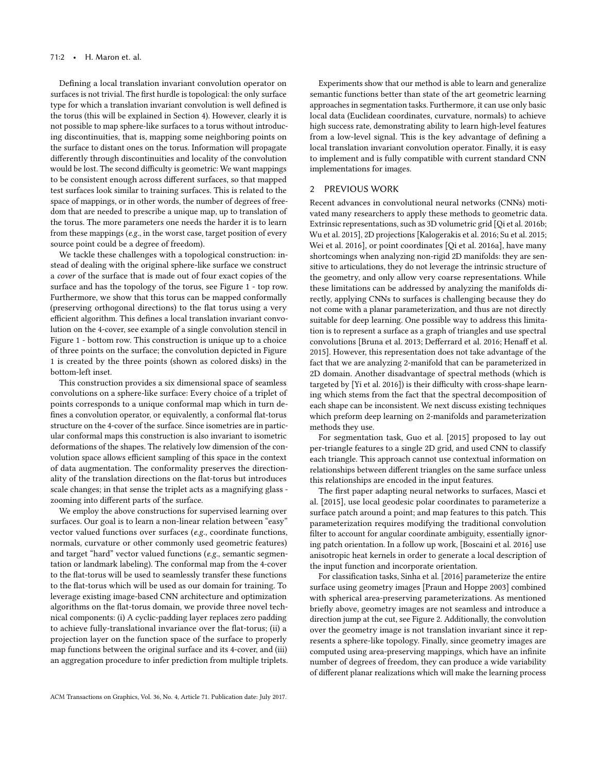Defining a local translation invariant convolution operator on surfaces is not trivial. The first hurdle is topological: the only surface type for which a translation invariant convolution is well defined is the torus (this will be explained in Section 4). However, clearly it is not possible to map sphere-like surfaces to a torus without introducing discontinuities, that is, mapping some neighboring points on the surface to distant ones on the torus. Information will propagate differently through discontinuities and locality of the convolution would be lost. The second difficulty is geometric: We want mappings to be consistent enough across different surfaces, so that mapped test surfaces look similar to training surfaces. This is related to the space of mappings, or in other words, the number of degrees of freedom that are needed to prescribe a unique map, up to translation of the torus. The more parameters one needs the harder it is to learn from these mappings (*e.g.*, in the worst case, target position of every source point could be a degree of freedom).

We tackle these challenges with a topological construction: instead of dealing with the original sphere-like surface we construct a *cover* of the surface that is made out of four exact copies of the surface and has the topology of the torus, see Figure 1 - top row. Furthermore, we show that this torus can be mapped conformally (preserving orthogonal directions) to the flat torus using a very efficient algorithm. This defines a local translation invariant convolution on the 4-cover, see example of a single convolution stencil in Figure 1 - bottom row. This construction is unique up to a choice of three points on the surface; the convolution depicted in Figure 1 is created by the three points (shown as colored disks) in the bottom-left inset.

This construction provides a six dimensional space of seamless convolutions on a sphere-like surface: Every choice of a triplet of points corresponds to a unique conformal map which in turn defines a convolution operator, or equivalently, a conformal flat-torus structure on the 4-cover of the surface. Since isometries are in particular conformal maps this construction is also invariant to isometric deformations of the shapes. The relatively low dimension of the convolution space allows efficient sampling of this space in the context of data augmentation. The conformality preserves the directionality of the translation directions on the flat-torus but introduces scale changes; in that sense the triplet acts as a magnifying glass - zooming into different parts of the surface.

We employ the above constructions for supervised learning over surfaces. Our goal is to learn a non-linear relation between "easy" vector valued functions over surfaces (*e.g.*, coordinate functions, normals, curvature or other commonly used geometric features) and target "hard" vector valued functions (*e.g.*, semantic segmentation or landmark labeling). The conformal map from the 4-cover to the flat-torus will be used to seamlessly transfer these functions to the flat-torus which will be used as our domain for training. To leverage existing image-based CNN architecture and optimization algorithms on the flat-torus domain, we provide three novel technical components: (i) A cyclic-padding layer replaces zero padding to achieve fully-translational invariance over the flat-torus; (ii) a projection layer on the function space of the surface to properly map functions between the original surface and its 4-cover, and (iii) an aggregation procedure to infer prediction from multiple triplets.

Experiments show that our method is able to learn and generalize semantic functions better than state of the art geometric learning approaches in segmentation tasks. Furthermore, it can use only basic local data (Euclidean coordinates, curvature, normals) to achieve high success rate, demonstrating ability to learn high-level features from a low-level signal. This is the key advantage of defining a local translation invariant convolution operator. Finally, it is easy to implement and is fully compatible with current standard CNN implementations for images.

## 2 PREVIOUS WORK

Recent advances in convolutional neural networks (CNNs) motivated many researchers to apply these methods to geometric data. Extrinsic representations, such as 3D volumetric grid [Qi et al. 2016b; Wu et al. 2015], 2D projections [Kalogerakis et al. 2016; Su et al. 2015; Wei et al. 2016], or point coordinates [Qi et al. 2016a], have many shortcomings when analyzing non-rigid 2D manifolds: they are sensitive to articulations, they do not leverage the intrinsic structure of the geometry, and only allow very coarse representations. While these limitations can be addressed by analyzing the manifolds directly, applying CNNs to surfaces is challenging because they do not come with a planar parameterization, and thus are not directly suitable for deep learning. One possible way to address this limitation is to represent a surface as a graph of triangles and use spectral convolutions [Bruna et al. 2013; Defferrard et al. 2016; Henaff et al. 2015]. However, this representation does not take advantage of the fact that we are analyzing 2-manifold that can be parameterized in 2D domain. Another disadvantage of spectral methods (which is targeted by [Yi et al. 2016]) is their difficulty with cross-shape learning which stems from the fact that the spectral decomposition of each shape can be inconsistent. We next discuss existing techniques which preform deep learning on 2-manifolds and parameterization methods they use.

For segmentation task, Guo et al. [2015] proposed to lay out per-triangle features to a single 2D grid, and used CNN to classify each triangle. This approach cannot use contextual information on relationships between different triangles on the same surface unless this relationships are encoded in the input features.

The first paper adapting neural networks to surfaces, Masci et al. [2015], use local geodesic polar coordinates to parameterize a surface patch around a point; and map features to this patch. This parameterization requires modifying the traditional convolution filter to account for angular coordinate ambiguity, essentially ignoring patch orientation. In a follow up work, [Boscaini et al. 2016] use anisotropic heat kernels in order to generate a local description of the input function and incorporate orientation.

For classification tasks, Sinha et al. [2016] parameterize the entire surface using geometry images [Praun and Hoppe 2003] combined with spherical area-preserving parameterizations. As mentioned briefly above, geometry images are not seamless and introduce a direction jump at the cut, see Figure 2. Additionally, the convolution over the geometry image is not translation invariant since it represents a sphere-like topology. Finally, since geometry images are computed using area-preserving mappings, which have an infinite number of degrees of freedom, they can produce a wide variability of different planar realizations which will make the learning process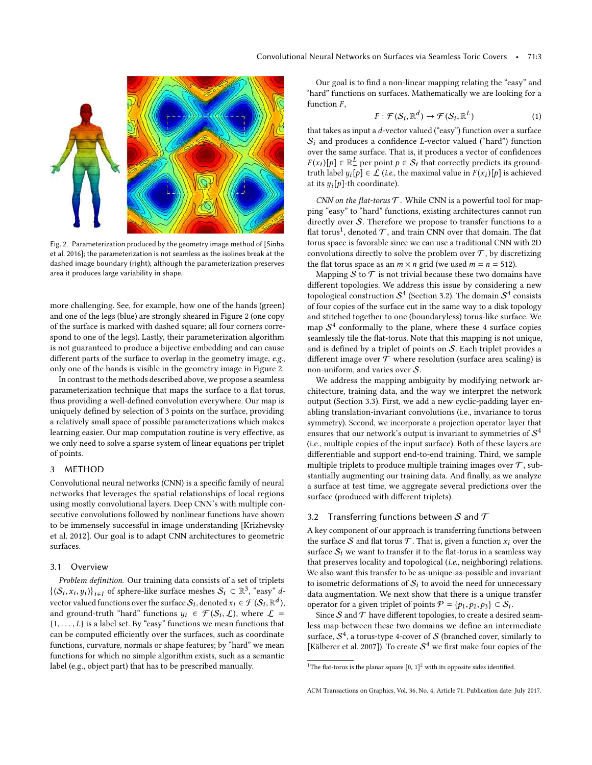Fig. 2. Parameterization produced by the geometry image method of [Sinha et al. 2016]; the parameterization is not seamless as the isolines break at the dashed image boundary (right); although the parameterization preserves area it produces large variability in shape.

more challenging. See, for example, how one of the hands (green) and one of the legs (blue) are strongly sheared in Figure 2 (one copy of the surface is marked with dashed square; all four corners correspond to one of the legs). Lastly, their parameterization algorithm is not guaranteed to produce a bijective embedding and can cause different parts of the surface to overlap in the geometry image, *e.g.*, only one of the hands is visible in the geometry image in Figure 2.

In contrast to the methods described above, we propose a seamless parameterization technique that maps the surface to a flat torus, thus providing a well-defined convolution everywhere. Our map is uniquely defined by selection of 3 points on the surface, providing a relatively small space of possible parameterizations which makes learning easier. Our map computation routine is very effective, as we only need to solve a sparse system of linear equations per triplet of points.

## 3 METHOD

Convolutional neural networks (CNN) is a specific family of neural networks that leverages the spatial relationships of local regions using mostly convolutional layers. Deep CNN's with multiple consecutive convolutions followed by nonlinear functions have shown to be immensely successful in image understanding [Krizhevsky et al. 2012]. Our goal is to adapt CNN architectures to geometric surfaces.

### 3.1 Overview

*Problem definition.* Our training data consists of a set of triplets $\{(\mathcal{S}_i, x_i, y_i)\}_{i\in I}$ of sphere-like surface meshes $\mathcal{S}_i \subset \mathbb{R}^3$, "easy" $d$-vector valued functions over the surface $\mathcal{S}_i$, denoted $x_i \in \mathcal{F}(\mathcal{S}_i, \mathbb{R}^d)$, and ground-truth "hard" functions $y_i \in \mathcal{F}(\mathcal{S}_i, \mathcal{L})$, where $\mathcal{L} = \{1, \dots, L\}$ is a label set. By "easy" functions we mean functions that can be computed efficiently over the surfaces, such as coordinate functions, curvature, normals or shape features; by "hard" we mean functions for which no simple algorithm exists, such as a semantic label (e.g., object part) that has to be prescribed manually.

Our goal is to find a non-linear mapping relating the "easy" and "hard" functions on surfaces. Mathematically we are looking for a function $F$,

$$F : \mathcal{F}(\mathcal{S}_i, \mathbb{R}^d) \to \mathcal{F}(\mathcal{S}_i, \mathbb{R}^L) \tag{1}$$

that takes as input a $d$-vector valued ("easy") function over a surface $\mathcal{S}_i$ and produces a confidence $L$-vector valued ("hard") function over the same surface. That is, it produces a vector of confidences $F(x_i)[p] \in \mathbb{R}^L_+$ per point $p \in \mathcal{S}_i$ that correctly predicts its ground-truth label $y_i[p] \in \mathcal{L}$ (*i.e.*, the maximal value in $F(x_i)[p]$ is achieved at its $y_i[p]$-th coordinate).

*CNN on the flat-torus $\mathcal{T}$.* While CNN is a powerful tool for mapping "easy" to "hard" functions, existing architectures cannot run directly over $\mathcal{S}$. Therefore we propose to transfer functions to a flat torus[1], denoted $\mathcal{T}$, and train CNN over that domain. The flat torus space is favorable since we can use a traditional CNN with 2D convolutions directly to solve the problem over $\mathcal{T}$, by discretizing the flat torus space as an $m \times n$ grid (we used $m = n = 512$).

Mapping $\mathcal{S}$ to $\mathcal{T}$ is not trivial because these two domains have different topologies. We address this issue by considering a new topological construction $\mathcal{S}^4$ (Section 3.2). The domain $\mathcal{S}^4$ consists of four copies of the surface cut in the same way to a disk topology and stitched together to one (boundaryless) torus-like surface. We map $\mathcal{S}^4$ conformally to the plane, where these 4 surface copies seamlessly tile the flat-torus. Note that this mapping is not unique, and is defined by a triplet of points on $\mathcal{S}$. Each triplet provides a different image over $\mathcal{T}$ where resolution (surface area scaling) is non-uniform, and varies over $\mathcal{S}$.

We address the mapping ambiguity by modifying network architecture, training data, and the way we interpret the network output (Section 3.3). First, we add a new cyclic-padding layer enabling translation-invariant convolutions (i.e., invariance to torus symmetry). Second, we incorporate a projection operator layer that ensures that our network's output is invariant to symmetries of $\mathcal{S}^4$ (i.e., multiple copies of the input surface). Both of these layers are differentiable and support end-to-end training. Third, we sample multiple triplets to produce multiple training images over $\mathcal{T}$, substantially augmenting our training data. And finally, as we analyze a surface at test time, we aggregate several predictions over the surface (produced with different triplets).

### 3.2 Transferring functions between $\mathcal{S}$ and $\mathcal{T}$

A key component of our approach is transferring functions between the surface $\mathcal{S}$ and flat torus $\mathcal{T}$. That is, given a function $x_i$ over the surface $\mathcal{S}_i$ we want to transfer it to the flat-torus in a seamless way that preserves locality and topological (*i.e.*, neighboring) relations. We also want this transfer to be as-unique-as-possible and invariant to isometric deformations of $\mathcal{S}_i$ to avoid the need for unnecessary data augmentation. We next show that there is a unique transfer operator for a given triplet of points $\mathcal{P} = \{p_1, p_2, p_3\} \subset \mathcal{S}_i$.

Since $\mathcal{S}$ and $\mathcal{T}$ have different topologies, to create a desired seamless map between these two domains we define an intermediate surface, $\mathcal{S}^4$, a torus-type 4-cover of $\mathcal{S}$ (branched cover, similarly to [Kälberer et al. 2007]). To create $\mathcal{S}^4$ we first make four copies of the

[1] The flat-torus is the planar square $[0, 1]^2$ with its opposite sides identified.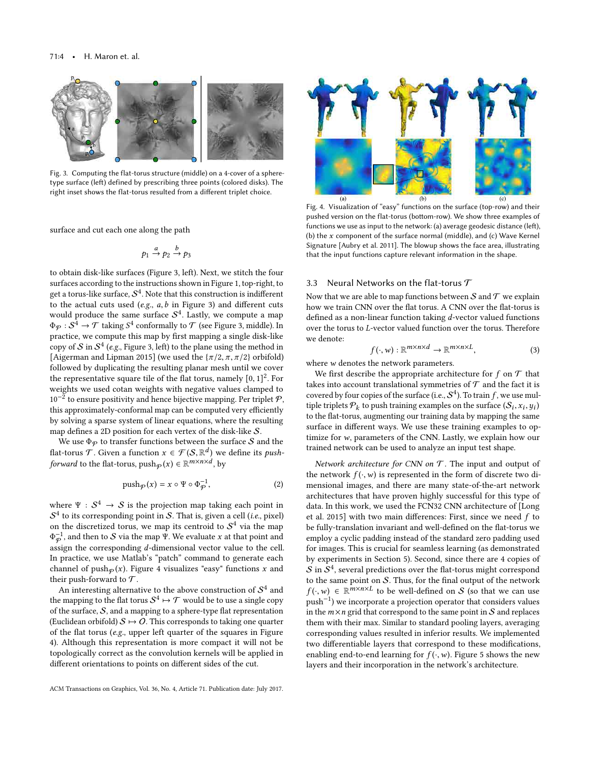Fig. 3. Computing the flat-torus structure (middle) on a 4-cover of a sphere-type surface (left) defined by prescribing three points (colored disks). The right inset shows the flat-torus resulted from a different triplet choice.

surface and cut each one along the path

$$p_1 \xrightarrow{a} p_2 \xrightarrow{b} p_3$$

to obtain disk-like surfaces (Figure 3, left). Next, we stitch the four surfaces according to the instructions shown in Figure 1, top-right, to get a torus-like surface, $\mathcal{S}^4$. Note that this construction is indifferent to the actual cuts used (*e.g.*, $a, b$ in Figure 3) and different cuts would produce the same surface $\mathcal{S}^4$. Lastly, we compute a map $\Phi_{\mathcal{P}} : \mathcal{S}^4 \to \mathcal{T}$ taking $S^4$ conformally to $\mathcal{T}$ (see Figure 3, middle). In practice, we compute this map by first mapping a single disk-like copy of $\mathcal{S}$ in $\mathcal{S}^4$ (*e.g.*, Figure 3, left) to the plane using the method in [Aigerman and Lipman 2015] (we used the $\{\pi/2, \pi, \pi/2\}$ orbifold) followed by duplicating the resulting planar mesh until we cover the representative square tile of the flat torus, namely $[0, 1]^2$. For weights we used cotan weights with negative values clamped to $10^{-2}$ to ensure positivity and hence bijective mapping. Per triplet $\mathcal{P}$, this approximately-conformal map can be computed very efficiently by solving a sparse system of linear equations, where the resulting map defines a 2D position for each vertex of the disk-like $\mathcal{S}$.

We use $\Phi_{\mathcal{P}}$ to transfer functions between the surface $\mathcal{S}$ and the flat-torus $\mathcal{T}$. Given a function $x \in \mathcal{F}(\mathcal{S}, \mathbb{R}^d)$ we define its *push-forward* to the flat-torus, $\text{push}_{\mathcal{P}}(x) \in \mathbb{R}^{m \times n \times d}$, by

$$\text{push}_{\mathcal{P}}(x) = x \circ \Psi \circ \Phi_{\mathcal{P}}^{-1}, \tag{2}$$

where $\Psi : \mathcal{S}^4 \to \mathcal{S}$ is the projection map taking each point in $\mathcal{S}^4$ to its corresponding point in $\mathcal{S}$. That is, given a cell (*i.e.*, pixel) on the discretized torus, we map its centroid to $\mathcal{S}^4$ via the map $\Phi_{\mathcal{P}}^{-1}$, and then to $\mathcal{S}$ via the map $\Psi$. We evaluate $x$ at that point and assign the corresponding $d$-dimensional vector value to the cell. In practice, we use Matlab's "patch" command to generate each channel of $\text{push}_{\mathcal{P}}(x)$. Figure 4 visualizes "easy" functions $x$ and their push-forward to $\mathcal{T}$.

An interesting alternative to the above construction of $\mathcal{S}^4$ and the mapping to the flat torus $\mathcal{S}^4 \mapsto \mathcal{T}$ would be to use a single copy of the surface, $\mathcal{S}$, and a mapping to a sphere-type flat representation (Euclidean orbifold) $\mathcal{S} \mapsto \mathcal{O}$. This corresponds to taking one quarter of the flat torus (*e.g.*, upper left quarter of the squares in Figure 4). Although this representation is more compact it will not be topologically correct as the convolution kernels will be applied in different orientations to points on different sides of the cut.

Fig. 4. Visualization of "easy" functions on the surface (top-row) and their pushed version on the flat-torus (bottom-row). We show three examples of functions we use as input to the network: (a) average geodesic distance (left), (b) the $x$ component of the surface normal (middle), and (c) Wave Kernel Signature [Aubry et al. 2011]. The blowup shows the face area, illustrating that the input functions capture relevant information in the shape.

### 3.3 Neural Networks on the flat-torus $\mathcal{T}$

Now that we are able to map functions between $\mathcal{S}$ and $\mathcal{T}$ we explain how we train CNN over the flat torus. A CNN over the flat-torus is defined as a non-linear function taking $d$-vector valued functions over the torus to $L$-vector valued function over the torus. Therefore we denote:

$$f(\cdot, w) : \mathbb{R}^{m \times n \times d} \to \mathbb{R}^{m \times n \times L}, \tag{3}$$

where $w$ denotes the network parameters.

We first describe the appropriate architecture for $f$ on $\mathcal{T}$ that takes into account translational symmetries of $\mathcal{T}$ and the fact it is covered by four copies of the surface (i.e., $\mathcal{S}^4$). To train $f$, we use multiple triplets $\mathcal{P}_k$ to push training examples on the surface $(\mathcal{S}_i, x_i, y_i)$ to the flat-torus, augmenting our training data by mapping the same surface in different ways. We use these training examples to optimize for $w$, parameters of the CNN. Lastly, we explain how our trained network can be used to analyze an input test shape.

*Network architecture for CNN on $\mathcal{T}$.* The input and output of the network $f(\cdot, w)$ is represented in the form of discrete two dimensional images, and there are many state-of-the-art network architectures that have proven highly successful for this type of data. In this work, we used the FCN32 CNN architecture of [Long et al. 2015] with two main differences: First, since we need $f$ to be fully-translation invariant and well-defined on the flat-torus we employ a cyclic padding instead of the standard zero padding used for images. This is crucial for seamless learning (as demonstrated by experiments in Section 5). Second, since there are 4 copies of $\mathcal{S}$ in $\mathcal{S}^4$, several predictions over the flat-torus might correspond to the same point on $\mathcal{S}$. Thus, for the final output of the network $f(\cdot, w) \in \mathbb{R}^{m \times n \times L}$ to be well-defined on $\mathcal{S}$ (so that we can use $\text{push}^{-1}$) we incorporate a projection operator that considers values in the $m \times n$ grid that correspond to the same point in $\mathcal{S}$ and replaces them with their max. Similar to standard pooling layers, averaging corresponding values resulted in inferior results. We implemented two differentiable layers that correspond to these modifications, enabling end-to-end learning for $f(\cdot, w)$. Figure 5 shows the new layers and their incorporation in the network's architecture.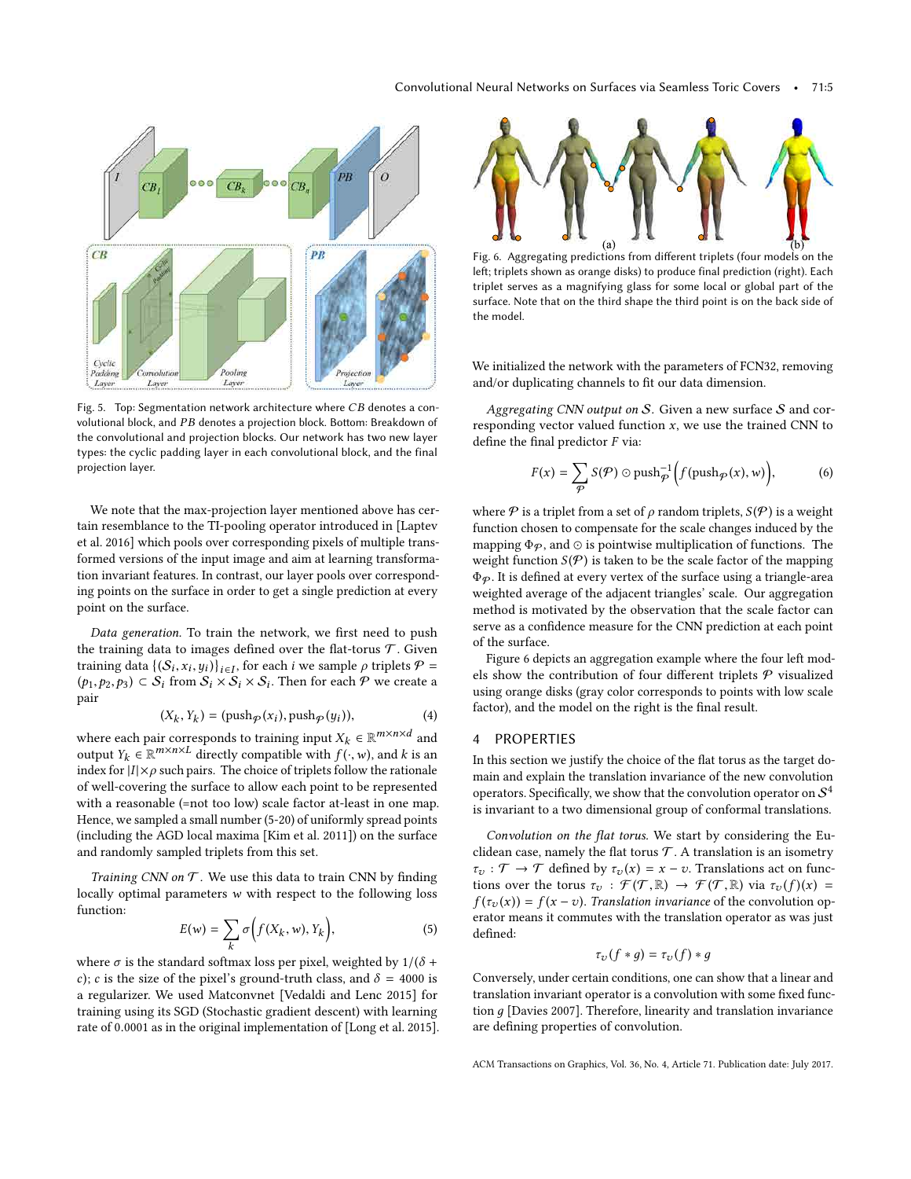Fig. 5. Top: Segmentation network architecture where $CB$ denotes a convolutional block, and $PB$ denotes a projection block. Bottom: Breakdown of the convolutional and projection blocks. Our network has two new layer types: the cyclic padding layer in each convolutional block, and the final projection layer.

We note that the max-projection layer mentioned above has certain resemblance to the TI-pooling operator introduced in [Laptev et al. 2016] which pools over corresponding pixels of multiple transformed versions of the input image and aim at learning transformation invariant features. In contrast, our layer pools over corresponding points on the surface in order to get a single prediction at every point on the surface.

*Data generation.* To train the network, we first need to push the training data to images defined over the flat-torus $\mathcal{T}$. Given training data $\{(\mathcal{S}_i, x_i, y_i)\}_{i \in I}$, for each $i$ we sample $\rho$ triplets $\mathcal{P} = (p_1, p_2, p_3) \subset \mathcal{S}_i$ from $\mathcal{S}_i \times \mathcal{S}_i \times \mathcal{S}_i$. Then for each $\mathcal{P}$ we create a pair

$$(X_k, Y_k) = (\text{push}_{\mathcal{P}}(x_i), \text{push}_{\mathcal{P}}(y_i)), \tag{4}$$

where each pair corresponds to training input $X_k \in \mathbb{R}^{m \times n \times d}$ and output $Y_k \in \mathbb{R}^{m \times n \times L}$ directly compatible with $f(\cdot, w)$, and $k$ is an index for $|I| \times \rho$ such pairs. The choice of triplets follow the rationale of well-covering the surface to allow each point to be represented with a reasonable (=not too low) scale factor at-least in one map. Hence, we sampled a small number (5-20) of uniformly spread points (including the AGD local maxima [Kim et al. 2011]) on the surface and randomly sampled triplets from this set.

*Training CNN on $\mathcal{T}$.* We use this data to train CNN by finding locally optimal parameters $w$ with respect to the following loss function:

$$E(w) = \sum_k \sigma\Big(f(X_k, w), Y_k\Big), \tag{5}$$

where $\sigma$ is the standard softmax loss per pixel, weighted by $1/(\delta + c)$; $c$ is the size of the pixel's ground-truth class, and $\delta = 4000$ is a regularizer. We used Matconvnet [Vedaldi and Lenc 2015] for training using its SGD (Stochastic gradient descent) with learning rate of $0.0001$ as in the original implementation of [Long et al. 2015]. We initialized the network with the parameters of FCN32, removing and/or duplicating channels to fit our data dimension.

Fig. 6. Aggregating predictions from different triplets (four models on the left; triplets shown as orange disks) to produce final prediction (right). Each triplet serves as a magnifying glass for some local or global part of the surface. Note that on the third shape the third point is on the back side of the model.

*Aggregating CNN output on $\mathcal{S}$.* Given a new surface $\mathcal{S}$ and corresponding vector valued function $x$, we use the trained CNN to define the final predictor $F$ via:

$$F(x) = \sum_{\mathcal{P}} S(\mathcal{P}) \odot \text{push}_{\mathcal{P}}^{-1}\Big(f(\text{push}_{\mathcal{P}}(x), w)\Big), \tag{6}$$

where $\mathcal{P}$ is a triplet from a set of $\rho$ random triplets, $S(\mathcal{P})$ is a weight function chosen to compensate for the scale changes induced by the mapping $\Phi_{\mathcal{P}}$, and $\odot$ is pointwise multiplication of functions. The weight function $S(\mathcal{P})$ is taken to be the scale factor of the mapping $\Phi_{\mathcal{P}}$. It is defined at every vertex of the surface using a triangle-area weighted average of the adjacent triangles' scale. Our aggregation method is motivated by the observation that the scale factor can serve as a confidence measure for the CNN prediction at each point of the surface.

Figure 6 depicts an aggregation example where the four left models show the contribution of four different triplets $\mathcal{P}$ visualized using orange disks (gray color corresponds to points with low scale factor), and the model on the right is the final result.

## 4 PROPERTIES

In this section we justify the choice of the flat torus as the target domain and explain the translation invariance of the new convolution operators. Specifically, we show that the convolution operator on $\mathcal{S}^4$ is invariant to a two dimensional group of conformal translations.

*Convolution on the flat torus.* We start by considering the Euclidean case, namely the flat torus $\mathcal{T}$. A translation is an isometry $\tau_v : \mathcal{T} \to \mathcal{T}$ defined by $\tau_v(x) = x - v$. Translations act on functions over the torus $\tau_v : \mathcal{F}(\mathcal{T}, \mathbb{R}) \to \mathcal{F}(\mathcal{T}, \mathbb{R})$ via $\tau_v(f)(x) = f(\tau_v(x)) = f(x - v)$. *Translation invariance* of the convolution operator means it commutes with the translation operator as was just defined:

$$\tau_v(f * g) = \tau_v(f) * g$$

Conversely, under certain conditions, one can show that a linear and translation invariant operator is a convolution with some fixed function $g$ [Davies 2007]. Therefore, linearity and translation invariance are defining properties of convolution.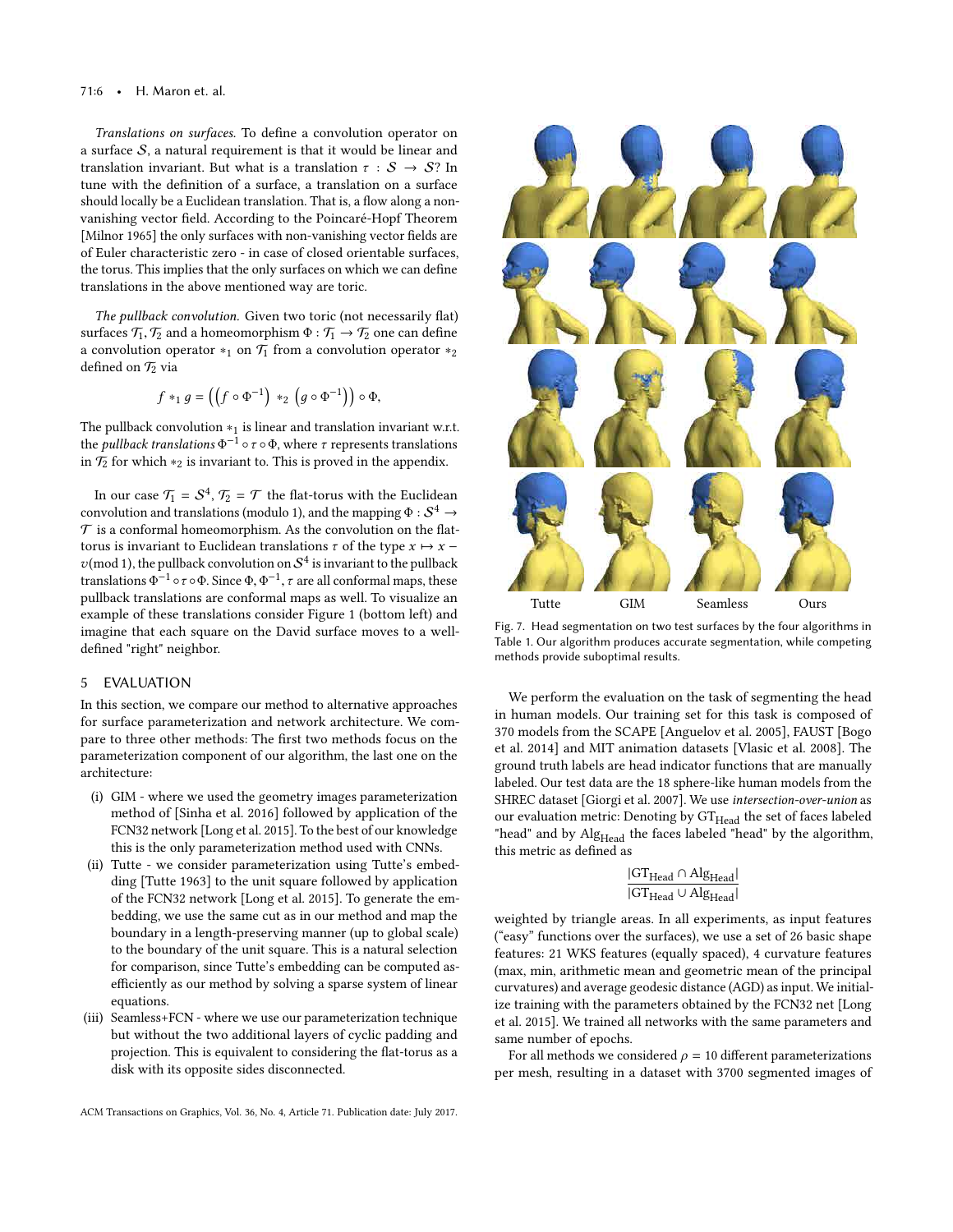*Translations on surfaces.* To define a convolution operator on a surface $\mathcal{S}$, a natural requirement is that it would be linear and translation invariant. But what is a translation $\tau : \mathcal{S} \to \mathcal{S}$? In tune with the definition of a surface, a translation on a surface should locally be a Euclidean translation. That is, a flow along a non-vanishing vector field. According to the Poincaré-Hopf Theorem [Milnor 1965] the only surfaces with non-vanishing vector fields are of Euler characteristic zero - in case of closed orientable surfaces, the torus. This implies that the only surfaces on which we can define translations in the above mentioned way are toric.

*The pullback convolution.* Given two toric (not necessarily flat) surfaces $\mathcal{T}_1, \mathcal{T}_2$ and a homeomorphism $\Phi : \mathcal{T}_1 \to \mathcal{T}_2$ one can define a convolution operator $*_1$ on $\mathcal{T}_1$ from a convolution operator $*_2$ defined on $\mathcal{T}_2$ via

$$f *_1 g = \left( \left( f \circ \Phi^{-1} \right) *_2 \left( g \circ \Phi^{-1} \right) \right) \circ \Phi,$$

The pullback convolution $*_1$ is linear and translation invariant w.r.t. the *pullback translations* $\Phi^{-1} \circ \tau \circ \Phi$, where $\tau$ represents translations in $\mathcal{T}_2$ for which $*_2$ is invariant to. This is proved in the appendix.

In our case $\mathcal{T}_1 = \mathcal{S}^4$, $\mathcal{T}_2 = \mathcal{T}$ the flat-torus with the Euclidean convolution and translations (modulo 1), and the mapping $\Phi : \mathcal{S}^4 \to \mathcal{T}$ is a conformal homeomorphism. As the convolution on the flat-torus is invariant to Euclidean translations $\tau$ of the type $x \mapsto x - v \pmod 1$, the pullback convolution on $\mathcal{S}^4$ is invariant to the pullback translations $\Phi^{-1} \circ \tau \circ \Phi$. Since $\Phi, \Phi^{-1}, \tau$ are all conformal maps, these pullback translations are conformal maps as well. To visualize an example of these translations consider Figure 1 (bottom left) and imagine that each square on the David surface moves to a well-defined "right" neighbor.

## 5 EVALUATION

In this section, we compare our method to alternative approaches for surface parameterization and network architecture. We compare to three other methods: The first two methods focus on the parameterization component of our algorithm, the last one on the architecture:

(i) GIM - where we used the geometry images parameterization method of [Sinha et al. 2016] followed by application of the FCN32 network [Long et al. 2015]. To the best of our knowledge this is the only parameterization method used with CNNs.
(ii) Tutte - we consider parameterization using Tutte's embedding [Tutte 1963] to the unit square followed by application of the FCN32 network [Long et al. 2015]. To generate the embedding, we use the same cut as in our method and map the boundary in a length-preserving manner (up to global scale) to the boundary of the unit square. This is a natural selection for comparison, since Tutte's embedding can be computed as-efficiently as our method by solving a sparse system of linear equations.
(iii) Seamless+FCN - where we use our parameterization technique but without the two additional layers of cyclic padding and projection. This is equivalent to considering the flat-torus as a disk with its opposite sides disconnected.

Tutte GIM Seamless Ours

Fig. 7. Head segmentation on two test surfaces by the four algorithms in Table 1. Our algorithm produces accurate segmentation, while competing methods provide suboptimal results.

We perform the evaluation on the task of segmenting the head in human models. Our training set for this task is composed of 370 models from the SCAPE [Anguelov et al. 2005], FAUST [Bogo et al. 2014] and MIT animation datasets [Vlasic et al. 2008]. The ground truth labels are head indicator functions that are manually labeled. Our test data are the 18 sphere-like human models from the SHREC dataset [Giorgi et al. 2007]. We use *intersection-over-union* as our evaluation metric: Denoting by $\text{GT}_{\text{Head}}$ the set of faces labeled "head" and by $\text{Alg}_{\text{Head}}$ the faces labeled "head" by the algorithm, this metric as defined as

$$\frac{|\text{GT}_{\text{Head}} \cap \text{Alg}_{\text{Head}}|}{|\text{GT}_{\text{Head}} \cup \text{Alg}_{\text{Head}}|}$$

weighted by triangle areas. In all experiments, as input features ("easy" functions over the surfaces), we use a set of 26 basic shape features: 21 WKS features (equally spaced), 4 curvature features (max, min, arithmetic mean and geometric mean of the principal curvatures) and average geodesic distance (AGD) as input. We initialize training with the parameters obtained by the FCN32 net [Long et al. 2015]. We trained all networks with the same parameters and same number of epochs.

For all methods we considered $\rho = 10$ different parameterizations per mesh, resulting in a dataset with 3700 segmented images of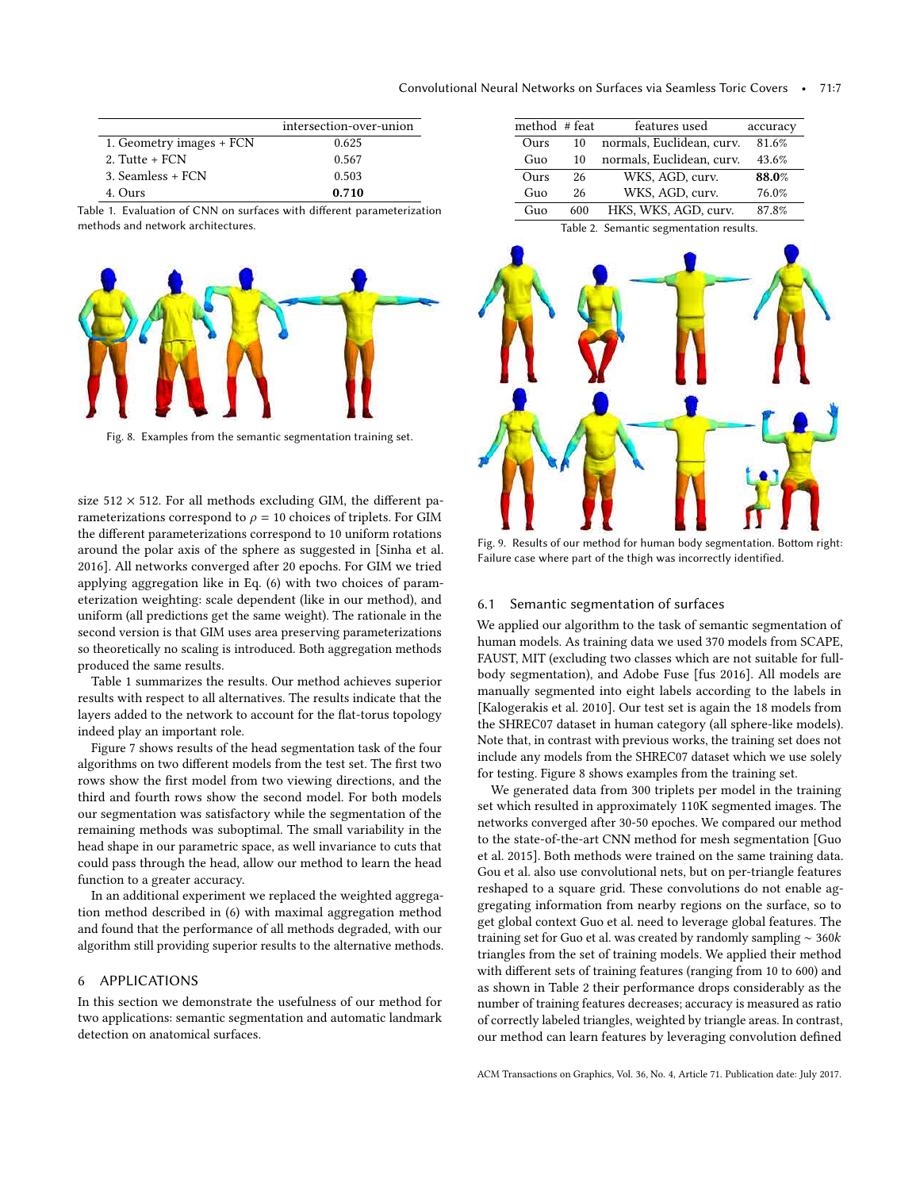|  | intersection-over-union |
|---|---|
| 1. Geometry images + FCN | 0.625 |
| 2. Tutte + FCN | 0.567 |
| 3. Seamless + FCN | 0.503 |
| 4. Ours | **0.710** |

Table 1. Evaluation of CNN on surfaces with different parameterization methods and network architectures.

Fig. 8. Examples from the semantic segmentation training set.

size 512 × 512. For all methods excluding GIM, the different parameterizations correspond to $\rho = 10$ choices of triplets. For GIM the different parameterizations correspond to 10 uniform rotations around the polar axis of the sphere as suggested in [Sinha et al. 2016]. All networks converged after 20 epochs. For GIM we tried applying aggregation like in Eq. (6) with two choices of parameterization weighting: scale dependent (like in our method), and uniform (all predictions get the same weight). The rationale in the second version is that GIM uses area preserving parameterizations so theoretically no scaling is introduced. Both aggregation methods produced the same results.

Table 1 summarizes the results. Our method achieves superior results with respect to all alternatives. The results indicate that the layers added to the network to account for the flat-torus topology indeed play an important role.

Figure 7 shows results of the head segmentation task of the four algorithms on two different models from the test set. The first two rows show the first model from two viewing directions, and the third and fourth rows show the second model. For both models our segmentation was satisfactory while the segmentation of the remaining methods was suboptimal. The small variability in the head shape in our parametric space, as well invariance to cuts that could pass through the head, allow our method to learn the head function to a greater accuracy.

In an additional experiment we replaced the weighted aggregation method described in (6) with maximal aggregation method and found that the performance of all methods degraded, with our algorithm still providing superior results to the alternative methods.

# 6 APPLICATIONS

In this section we demonstrate the usefulness of our method for two applications: semantic segmentation and automatic landmark detection on anatomical surfaces.

| method | # feat | features used | accuracy |
|---|---|---|---|
| Ours | 10 | normals, Euclidean, curv. | 81.6% |
| Guo | 10 | normals, Euclidean, curv. | 43.6% |
| Ours | 26 | WKS, AGD, curv. | **88.0**% |
| Guo | 26 | WKS, AGD, curv. | 76.0% |
| Guo | 600 | HKS, WKS, AGD, curv. | 87.8% |

Table 2. Semantic segmentation results.

Fig. 9. Results of our method for human body segmentation. Bottom right: Failure case where part of the thigh was incorrectly identified.

## 6.1 Semantic segmentation of surfaces

We applied our algorithm to the task of semantic segmentation of human models. As training data we used 370 models from SCAPE, FAUST, MIT (excluding two classes which are not suitable for full-body segmentation), and Adobe Fuse [fus 2016]. All models are manually segmented into eight labels according to the labels in [Kalogerakis et al. 2010]. Our test set is again the 18 models from the SHREC07 dataset in human category (all sphere-like models). Note that, in contrast with previous works, the training set does not include any models from the SHREC07 dataset which we use solely for testing. Figure 8 shows examples from the training set.

We generated data from 300 triplets per model in the training set which resulted in approximately 110K segmented images. The networks converged after 30-50 epoches. We compared our method to the state-of-the-art CNN method for mesh segmentation [Guo et al. 2015]. Both methods were trained on the same training data. Gou et al. also use convolutional nets, but on per-triangle features reshaped to a square grid. These convolutions do not enable aggregating information from nearby regions on the surface, so to get global context Guo et al. need to leverage global features. The training set for Guo et al. was created by randomly sampling $\sim 360k$ triangles from the set of training models. We applied their method with different sets of training features (ranging from 10 to 600) and as shown in Table 2 their performance drops considerably as the number of training features decreases; accuracy is measured as ratio of correctly labeled triangles, weighted by triangle areas. In contrast, our method can learn features by leveraging convolution defined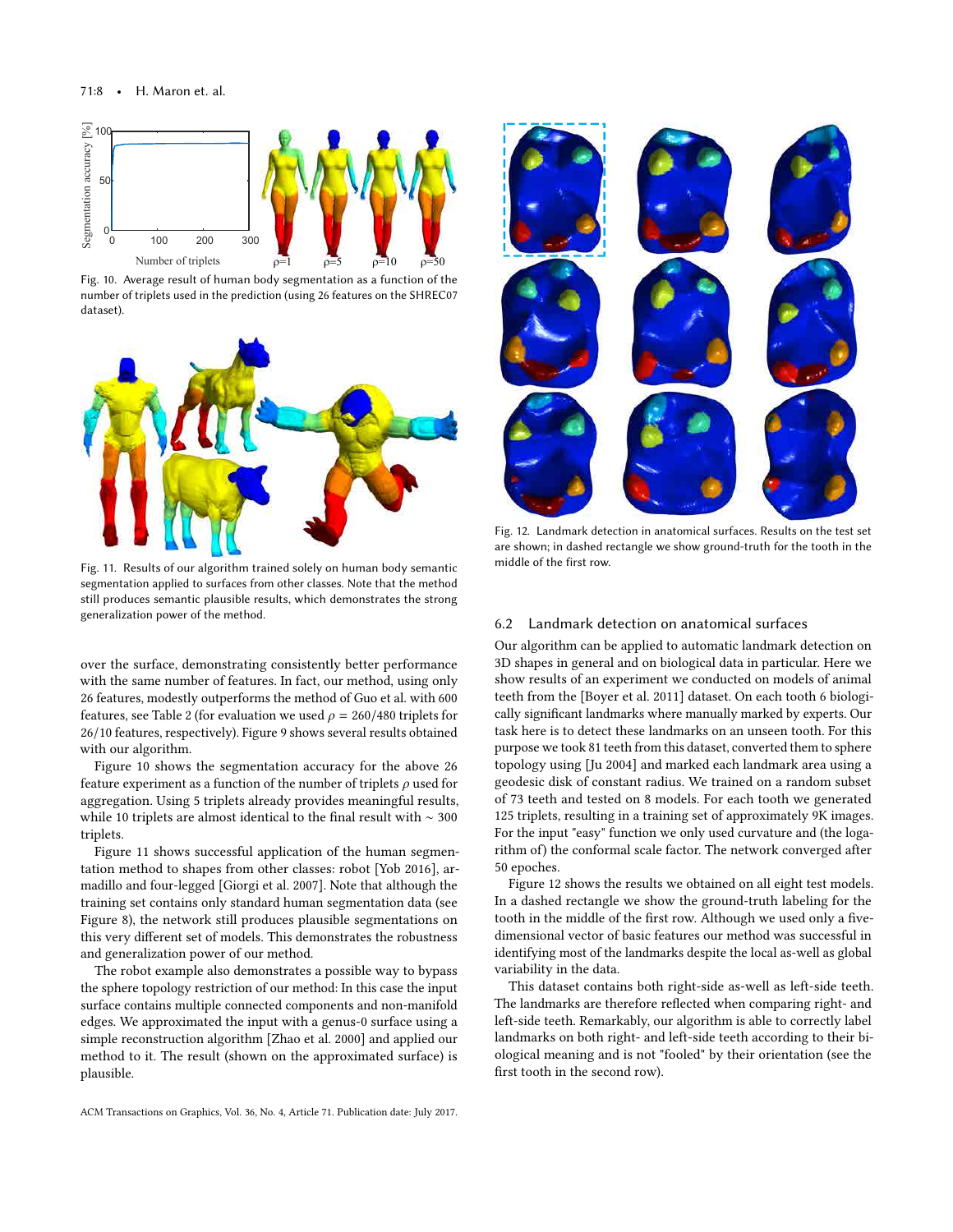Fig. 10. Average result of human body segmentation as a function of the number of triplets used in the prediction (using 26 features on the SHREC07 dataset).

Fig. 11. Results of our algorithm trained solely on human body semantic segmentation applied to surfaces from other classes. Note that the method still produces semantic plausible results, which demonstrates the strong generalization power of the method.

over the surface, demonstrating consistently better performance with the same number of features. In fact, our method, using only 26 features, modestly outperforms the method of Guo et al. with 600 features, see Table 2 (for evaluation we used $\rho = 260/480$ triplets for 26/10 features, respectively). Figure 9 shows several results obtained with our algorithm.

Figure 10 shows the segmentation accuracy for the above 26 feature experiment as a function of the number of triplets $\rho$ used for aggregation. Using 5 triplets already provides meaningful results, while 10 triplets are almost identical to the final result with $\sim$ 300 triplets.

Figure 11 shows successful application of the human segmentation method to shapes from other classes: robot [Yob 2016], armadillo and four-legged [Giorgi et al. 2007]. Note that although the training set contains only standard human segmentation data (see Figure 8), the network still produces plausible segmentations on this very different set of models. This demonstrates the robustness and generalization power of our method.

The robot example also demonstrates a possible way to bypass the sphere topology restriction of our method: In this case the input surface contains multiple connected components and non-manifold edges. We approximated the input with a genus-0 surface using a simple reconstruction algorithm [Zhao et al. 2000] and applied our method to it. The result (shown on the approximated surface) is plausible.

Fig. 12. Landmark detection in anatomical surfaces. Results on the test set are shown; in dashed rectangle we show ground-truth for the tooth in the middle of the first row.

## 6.2 Landmark detection on anatomical surfaces

Our algorithm can be applied to automatic landmark detection on 3D shapes in general and on biological data in particular. Here we show results of an experiment we conducted on models of animal teeth from the [Boyer et al. 2011] dataset. On each tooth 6 biologically significant landmarks where manually marked by experts. Our task here is to detect these landmarks on an unseen tooth. For this purpose we took 81 teeth from this dataset, converted them to sphere topology using [Ju 2004] and marked each landmark area using a geodesic disk of constant radius. We trained on a random subset of 73 teeth and tested on 8 models. For each tooth we generated 125 triplets, resulting in a training set of approximately 9K images. For the input "easy" function we only used curvature and (the logarithm of) the conformal scale factor. The network converged after 50 epoches.

Figure 12 shows the results we obtained on all eight test models. In a dashed rectangle we show the ground-truth labeling for the tooth in the middle of the first row. Although we used only a five-dimensional vector of basic features our method was successful in identifying most of the landmarks despite the local as-well as global variability in the data.

This dataset contains both right-side as-well as left-side teeth. The landmarks are therefore reflected when comparing right- and left-side teeth. Remarkably, our algorithm is able to correctly label landmarks on both right- and left-side teeth according to their biological meaning and is not "fooled" by their orientation (see the first tooth in the second row).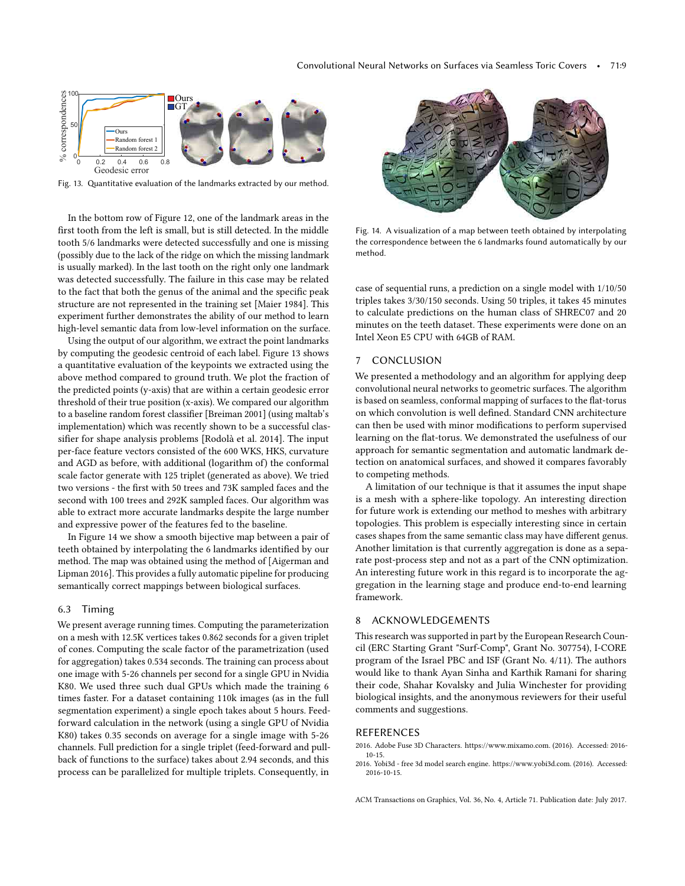Fig. 13. Quantitative evaluation of the landmarks extracted by our method.

In the bottom row of Figure 12, one of the landmark areas in the first tooth from the left is small, but is still detected. In the middle tooth 5/6 landmarks were detected successfully and one is missing (possibly due to the lack of the ridge on which the missing landmark is usually marked). In the last tooth on the right only one landmark was detected successfully. The failure in this case may be related to the fact that both the genus of the animal and the specific peak structure are not represented in the training set [Maier 1984]. This experiment further demonstrates the ability of our method to learn high-level semantic data from low-level information on the surface.

Using the output of our algorithm, we extract the point landmarks by computing the geodesic centroid of each label. Figure 13 shows a quantitative evaluation of the keypoints we extracted using the above method compared to ground truth. We plot the fraction of the predicted points (y-axis) that are within a certain geodesic error threshold of their true position (x-axis). We compared our algorithm to a baseline random forest classifier [Breiman 2001] (using maltab's implementation) which was recently shown to be a successful classifier for shape analysis problems [Rodolà et al. 2014]. The input per-face feature vectors consisted of the 600 WKS, HKS, curvature and AGD as before, with additional (logarithm of) the conformal scale factor generate with 125 triplet (generated as above). We tried two versions - the first with 50 trees and 73K sampled faces and the second with 100 trees and 292K sampled faces. Our algorithm was able to extract more accurate landmarks despite the large number and expressive power of the features fed to the baseline.

In Figure 14 we show a smooth bijective map between a pair of teeth obtained by interpolating the 6 landmarks identified by our method. The map was obtained using the method of [Aigerman and Lipman 2016]. This provides a fully automatic pipeline for producing semantically correct mappings between biological surfaces.

### 6.3 Timing

We present average running times. Computing the parameterization on a mesh with 12.5K vertices takes 0.862 seconds for a given triplet of cones. Computing the scale factor of the parametrization (used for aggregation) takes 0.534 seconds. The training can process about one image with 5-26 channels per second for a single GPU in Nvidia K80. We used three such dual GPUs which made the training 6 times faster. For a dataset containing 110k images (as in the full segmentation experiment) a single epoch takes about 5 hours. Feed-forward calculation in the network (using a single GPU of Nvidia K80) takes 0.35 seconds on average for a single image with 5-26 channels. Full prediction for a single triplet (feed-forward and pull-back of functions to the surface) takes about 2.94 seconds, and this process can be parallelized for multiple triplets. Consequently, in case of sequential runs, a prediction on a single model with 1/10/50 triples takes 3/30/150 seconds. Using 50 triples, it takes 45 minutes to calculate predictions on the human class of SHREC07 and 20 minutes on the teeth dataset. These experiments were done on an Intel Xeon E5 CPU with 64GB of RAM.

Fig. 14. A visualization of a map between teeth obtained by interpolating the correspondence between the 6 landmarks found automatically by our method.

## 7 CONCLUSION

We presented a methodology and an algorithm for applying deep convolutional neural networks to geometric surfaces. The algorithm is based on seamless, conformal mapping of surfaces to the flat-torus on which convolution is well defined. Standard CNN architecture can then be used with minor modifications to perform supervised learning on the flat-torus. We demonstrated the usefulness of our approach for semantic segmentation and automatic landmark detection on anatomical surfaces, and showed it compares favorably to competing methods.

A limitation of our technique is that it assumes the input shape is a mesh with a sphere-like topology. An interesting direction for future work is extending our method to meshes with arbitrary topologies. This problem is especially interesting since in certain cases shapes from the same semantic class may have different genus. Another limitation is that currently aggregation is done as a separate post-process step and not as a part of the CNN optimization. An interesting future work in this regard is to incorporate the aggregation in the learning stage and produce end-to-end learning framework.

## 8 ACKNOWLEDGEMENTS

This research was supported in part by the European Research Council (ERC Starting Grant "Surf-Comp", Grant No. 307754), I-CORE program of the Israel PBC and ISF (Grant No. 4/11). The authors would like to thank Ayan Sinha and Karthik Ramani for sharing their code, Shahar Kovalsky and Julia Winchester for providing biological insights, and the anonymous reviewers for their useful comments and suggestions.

## REFERENCES

2016. Adobe Fuse 3D Characters. https://www.mixamo.com. (2016). Accessed: 2016-10-15.

2016. Yobi3d - free 3d model search engine. https://www.yobi3d.com. (2016). Accessed: 2016-10-15.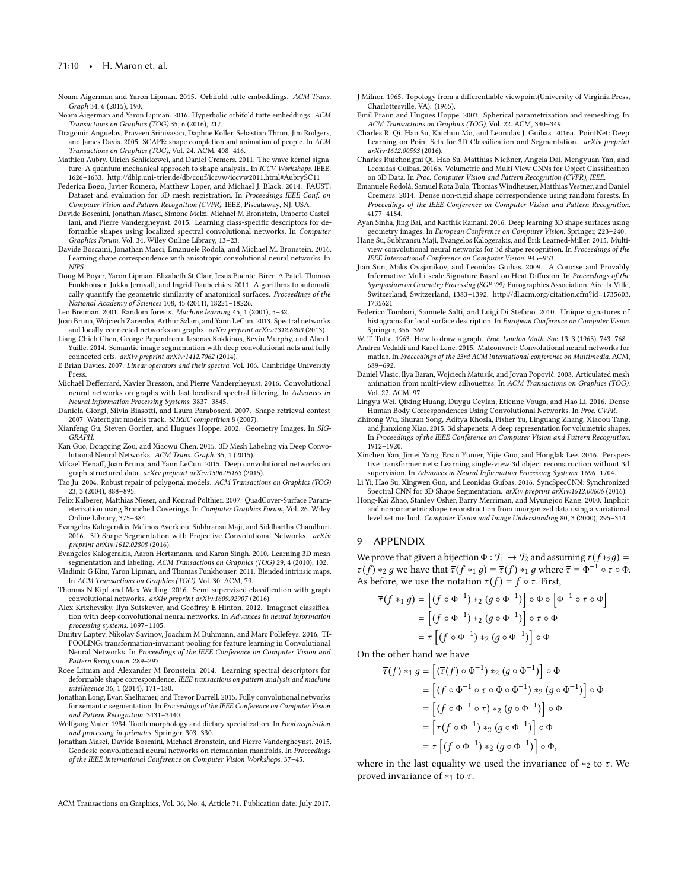Noam Aigerman and Yaron Lipman. 2015. Orbifold tutte embeddings. *ACM Trans. Graph* 34, 6 (2015), 190.

Noam Aigerman and Yaron Lipman. 2016. Hyperbolic orbifold tutte embeddings. *ACM Transactions on Graphics (TOG)* 35, 6 (2016), 217.

Dragomir Anguelov, Praveen Srinivasan, Daphne Koller, Sebastian Thrun, Jim Rodgers, and James Davis. 2005. SCAPE: shape completion and animation of people. In *ACM Transactions on Graphics (TOG)*, Vol. 24. ACM, 408–416.

Mathieu Aubry, Ulrich Schlickewei, and Daniel Cremers. 2011. The wave kernel signature: A quantum mechanical approach to shape analysis.. In *ICCV Workshops*. IEEE, 1626–1633. http://dblp.uni-trier.de/db/conf/iccvw/iccvw2011.html#AubrySC11

Federica Bogo, Javier Romero, Matthew Loper, and Michael J. Black. 2014. FAUST: Dataset and evaluation for 3D mesh registration. In *Proceedings IEEE Conf. on Computer Vision and Pattern Recognition (CVPR)*. IEEE, Piscataway, NJ, USA.

Davide Boscaini, Jonathan Masci, Simone Melzi, Michael M Bronstein, Umberto Castellani, and Pierre Vandergheynst. 2015. Learning class-specific descriptors for deformable shapes using localized spectral convolutional networks. In *Computer Graphics Forum*, Vol. 34. Wiley Online Library, 13–23.

Davide Boscaini, Jonathan Masci, Emanuele Rodolà, and Michael M. Bronstein. 2016. Learning shape correspondence with anisotropic convolutional neural networks. In *NIPS*.

Doug M Boyer, Yaron Lipman, Elizabeth St Clair, Jesus Puente, Biren A Patel, Thomas Funkhouser, Jukka Jernvall, and Ingrid Daubechies. 2011. Algorithms to automatically quantify the geometric similarity of anatomical surfaces. *Proceedings of the National Academy of Sciences* 108, 45 (2011), 18221–18226.

Leo Breiman. 2001. Random forests. *Machine learning* 45, 1 (2001), 5–32.

Joan Bruna, Wojciech Zaremba, Arthur Szlam, and Yann LeCun. 2013. Spectral networks and locally connected networks on graphs. *arXiv preprint arXiv:1312.6203* (2013).

Liang-Chieh Chen, George Papandreou, Iasonas Kokkinos, Kevin Murphy, and Alan L Yuille. 2014. Semantic image segmentation with deep convolutional nets and fully connected crfs. *arXiv preprint arXiv:1412.7062* (2014).

E Brian Davies. 2007. *Linear operators and their spectra*. Vol. 106. Cambridge University Press.

Michaël Defferrard, Xavier Bresson, and Pierre Vandergheynst. 2016. Convolutional neural networks on graphs with fast localized spectral filtering. In *Advances in Neural Information Processing Systems*. 3837–3845.

Daniela Giorgi, Silvia Biasotti, and Laura Paraboschi. 2007. Shape retrieval contest 2007: Watertight models track. *SHREC competition* 8 (2007).

Xianfeng Gu, Steven Gortler, and Hugues Hoppe. 2002. Geometry Images. In *SIGGRAPH*.

Kan Guo, Dongqing Zou, and Xiaowu Chen. 2015. 3D Mesh Labeling via Deep Convolutional Neural Networks. *ACM Trans. Graph.* 35, 1 (2015).

Mikael Henaff, Joan Bruna, and Yann LeCun. 2015. Deep convolutional networks on graph-structured data. *arXiv preprint arXiv:1506.05163* (2015).

Tao Ju. 2004. Robust repair of polygonal models. *ACM Transactions on Graphics (TOG)* 23, 3 (2004), 888–895.

Felix Kälberer, Matthias Nieser, and Konrad Polthier. 2007. QuadCover-Surface Parameterization using Branched Coverings. In *Computer Graphics Forum*, Vol. 26. Wiley Online Library, 375–384.

Evangelos Kalogerakis, Melinos Averkiou, Subhransu Maji, and Siddhartha Chaudhuri. 2016. 3D Shape Segmentation with Projective Convolutional Networks. *arXiv preprint arXiv:1612.02808* (2016).

Evangelos Kalogerakis, Aaron Hertzmann, and Karan Singh. 2010. Learning 3D mesh segmentation and labeling. *ACM Transactions on Graphics (TOG)* 29, 4 (2010), 102.

Vladimir G Kim, Yaron Lipman, and Thomas Funkhouser. 2011. Blended intrinsic maps. In *ACM Transactions on Graphics (TOG)*, Vol. 30. ACM, 79.

Thomas N Kipf and Max Welling. 2016. Semi-supervised classification with graph convolutional networks. *arXiv preprint arXiv:1609.02907* (2016).

Alex Krizhevsky, Ilya Sutskever, and Geoffrey E Hinton. 2012. Imagenet classification with deep convolutional neural networks. In *Advances in neural information processing systems*. 1097–1105.

Dmitry Laptev, Nikolay Savinov, Joachim M Buhmann, and Marc Pollefeys. 2016. TI-POOLING: transformation-invariant pooling for feature learning in Convolutional Neural Networks. In *Proceedings of the IEEE Conference on Computer Vision and Pattern Recognition*. 289–297.

Roee Litman and Alexander M Bronstein. 2014. Learning spectral descriptors for deformable shape correspondence. *IEEE transactions on pattern analysis and machine intelligence* 36, 1 (2014), 171–180.

Jonathan Long, Evan Shelhamer, and Trevor Darrell. 2015. Fully convolutional networks for semantic segmentation. In *Proceedings of the IEEE Conference on Computer Vision and Pattern Recognition*. 3431–3440.

Wolfgang Maier. 1984. Tooth morphology and dietary specialization. In *Food acquisition and processing in primates*. Springer, 303–330.

Jonathan Masci, Davide Boscaini, Michael Bronstein, and Pierre Vandergheynst. 2015. Geodesic convolutional neural networks on riemannian manifolds. In *Proceedings of the IEEE International Conference on Computer Vision Workshops*. 37–45.

J Milnor. 1965. Topology from a differentiable viewpoint(University of Virginia Press, Charlottesville, VA). (1965).

Emil Praun and Hugues Hoppe. 2003. Spherical parametrization and remeshing. In *ACM Transactions on Graphics (TOG)*, Vol. 22. ACM, 340–349.

Charles R. Qi, Hao Su, Kaichun Mo, and Leonidas J. Guibas. 2016a. PointNet: Deep Learning on Point Sets for 3D Classification and Segmentation. *arXiv preprint arXiv:1612.00593* (2016).

Charles Ruizhongtai Qi, Hao Su, Matthias Nießner, Angela Dai, Mengyuan Yan, and Leonidas Guibas. 2016b. Volumetric and Multi-View CNNs for Object Classification on 3D Data. In *Proc. Computer Vision and Pattern Recognition (CVPR), IEEE*.

Emanuele Rodolà, Samuel Rota Bulo, Thomas Windheuser, Matthias Vestner, and Daniel Cremers. 2014. Dense non-rigid shape correspondence using random forests. In *Proceedings of the IEEE Conference on Computer Vision and Pattern Recognition*. 4177–4184.

Ayan Sinha, Jing Bai, and Karthik Ramani. 2016. Deep learning 3D shape surfaces using geometry images. In *European Conference on Computer Vision*. Springer, 223–240.

Hang Su, Subhransu Maji, Evangelos Kalogerakis, and Erik Learned-Miller. 2015. Multi-view convolutional neural networks for 3d shape recognition. In *Proceedings of the IEEE International Conference on Computer Vision*. 945–953.

Jian Sun, Maks Ovsjanikov, and Leonidas Guibas. 2009. A Concise and Provably Informative Multi-scale Signature Based on Heat Diffusion. In *Proceedings of the Symposium on Geometry Processing (SGP '09)*. Eurographics Association, Aire-la-Ville, Switzerland, Switzerland, 1383–1392. http://dl.acm.org/citation.cfm?id=1735603.1735621

Federico Tombari, Samuele Salti, and Luigi Di Stefano. 2010. Unique signatures of histograms for local surface description. In *European Conference on Computer Vision*. Springer, 356–369.

W. T. Tutte. 1963. How to draw a graph. *Proc. London Math. Soc.* 13, 3 (1963), 743–768.

Andrea Vedaldi and Karel Lenc. 2015. Matconvnet: Convolutional neural networks for matlab. In *Proceedings of the 23rd ACM international conference on Multimedia*. ACM, 689–692.

Daniel Vlasic, Ilya Baran, Wojciech Matusik, and Jovan Popović. 2008. Articulated mesh animation from multi-view silhouettes. In *ACM Transactions on Graphics (TOG)*, Vol. 27. ACM, 97.

Lingyu Wei, Qixing Huang, Duygu Ceylan, Etienne Vouga, and Hao Li. 2016. Dense Human Body Correspondences Using Convolutional Networks. In *Proc. CVPR*.

Zhirong Wu, Shuran Song, Aditya Khosla, Fisher Yu, Linguang Zhang, Xiaoou Tang, and Jianxiong Xiao. 2015. 3d shapenets: A deep representation for volumetric shapes. In *Proceedings of the IEEE Conference on Computer Vision and Pattern Recognition*. 1912–1920.

Xinchen Yan, Jimei Yang, Ersin Yumer, Yijie Guo, and Honglak Lee. 2016. Perspective transformer nets: Learning single-view 3d object reconstruction without 3d supervision. In *Advances in Neural Information Processing Systems*. 1696–1704.

Li Yi, Hao Su, Xingwen Guo, and Leonidas Guibas. 2016. SyncSpecCNN: Synchronized Spectral CNN for 3D Shape Segmentation. *arXiv preprint arXiv:1612.00606* (2016).

Hong-Kai Zhao, Stanley Osher, Barry Merriman, and Myungjoo Kang. 2000. Implicit and nonparametric shape reconstruction from unorganized data using a variational level set method. *Computer Vision and Image Understanding* 80, 3 (2000), 295–314.

## 9 APPENDIX

We prove that given a bijection $\Phi : \mathcal{T}_1 \to \mathcal{T}_2$ and assuming $\tau(f *_2 g) = \tau(f) *_2 g$ we have that $\overline{\tau}(f *_1 g) = \overline{\tau}(f) *_1 g$ where $\overline{\tau} = \Phi^{-1} \circ \tau \circ \Phi$. As before, we use the notation $\tau(f) = f \circ \tau$. First,

$$\begin{aligned}
\overline{\tau}(f *_1 g) &= \left[ (f \circ \Phi^{-1}) *_2 (g \circ \Phi^{-1}) \right] \circ \Phi \circ \left[ \Phi^{-1} \circ \tau \circ \Phi \right] \\
&= \left[ (f \circ \Phi^{-1}) *_2 (g \circ \Phi^{-1}) \right] \circ \tau \circ \Phi \\
&= \tau \left[ (f \circ \Phi^{-1}) *_2 (g \circ \Phi^{-1}) \right] \circ \Phi
\end{aligned}$$

On the other hand we have

$$\begin{aligned}
\overline{\tau}(f) *_1 g &= \left[ (\overline{\tau}(f) \circ \Phi^{-1}) *_2 (g \circ \Phi^{-1}) \right] \circ \Phi \\
&= \left[ (f \circ \Phi^{-1} \circ \tau \circ \Phi \circ \Phi^{-1}) *_2 (g \circ \Phi^{-1}) \right] \circ \Phi \\
&= \left[ (f \circ \Phi^{-1} \circ \tau) *_2 (g \circ \Phi^{-1}) \right] \circ \Phi \\
&= \left[ \tau(f \circ \Phi^{-1}) *_2 (g \circ \Phi^{-1}) \right] \circ \Phi \\
&= \tau \left[ (f \circ \Phi^{-1}) *_2 (g \circ \Phi^{-1}) \right] \circ \Phi,
\end{aligned}$$

where in the last equality we used the invariance of $*_2$ to $\tau$. We proved invariance of $*_1$ to $\overline{\tau}$.